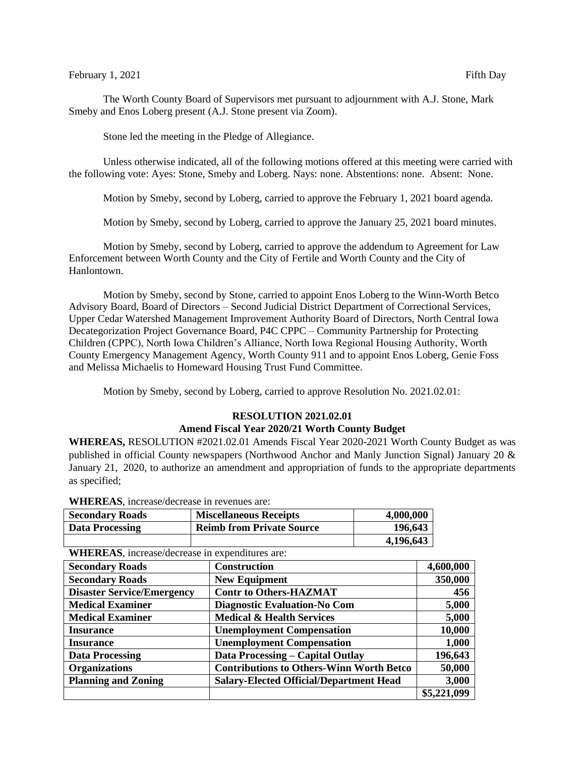February 1, 2021 Fifth Day

The Worth County Board of Supervisors met pursuant to adjournment with A.J. Stone, Mark Smeby and Enos Loberg present (A.J. Stone present via Zoom).

Stone led the meeting in the Pledge of Allegiance.

Unless otherwise indicated, all of the following motions offered at this meeting were carried with the following vote: Ayes: Stone, Smeby and Loberg. Nays: none. Abstentions: none. Absent: None.

Motion by Smeby, second by Loberg, carried to approve the February 1, 2021 board agenda.

Motion by Smeby, second by Loberg, carried to approve the January 25, 2021 board minutes.

Motion by Smeby, second by Loberg, carried to approve the addendum to Agreement for Law Enforcement between Worth County and the City of Fertile and Worth County and the City of Hanlontown.

Motion by Smeby, second by Stone, carried to appoint Enos Loberg to the Winn-Worth Betco Advisory Board, Board of Directors – Second Judicial District Department of Correctional Services, Upper Cedar Watershed Management Improvement Authority Board of Directors, North Central Iowa Decategorization Project Governance Board, P4C CPPC – Community Partnership for Protecting Children (CPPC), North Iowa Children's Alliance, North Iowa Regional Housing Authority, Worth County Emergency Management Agency, Worth County 911 and to appoint Enos Loberg, Genie Foss and Melissa Michaelis to Homeward Housing Trust Fund Committee.

Motion by Smeby, second by Loberg, carried to approve Resolution No. 2021.02.01:

**RESOLUTION 2021.02.01**

**Amend Fiscal Year 2020/21 Worth County Budget**

**WHEREAS,** RESOLUTION #2021.02.01 Amends Fiscal Year 2020-2021 Worth County Budget as was published in official County newspapers (Northwood Anchor and Manly Junction Signal) January 20 & January 21, 2020, to authorize an amendment and appropriation of funds to the appropriate departments as specified;

**WHEREAS**, increase/decrease in revenues are:

| | | |
|---|---|---|
| **Secondary Roads** | **Miscellaneous Receipts** | **4,000,000** |
| **Data Processing** | **Reimb from Private Source** | **196,643** |
| | | **4,196,643** |

**WHEREAS**, increase/decrease in expenditures are:

| | | |
|---|---|---|
| **Secondary Roads** | **Construction** | **4,600,000** |
| **Secondary Roads** | **New Equipment** | **350,000** |
| **Disaster Service/Emergency** | **Contr to Others-HAZMAT** | **456** |
| **Medical Examiner** | **Diagnostic Evaluation-No Com** | **5,000** |
| **Medical Examiner** | **Medical & Health Services** | **5,000** |
| **Insurance** | **Unemployment Compensation** | **10,000** |
| **Insurance** | **Unemployment Compensation** | **1,000** |
| **Data Processing** | **Data Processing – Capital Outlay** | **196,643** |
| **Organizations** | **Contributions to Others-Winn Worth Betco** | **50,000** |
| **Planning and Zoning** | **Salary-Elected Official/Department Head** | **3,000** |
| | | **$5,221,099** |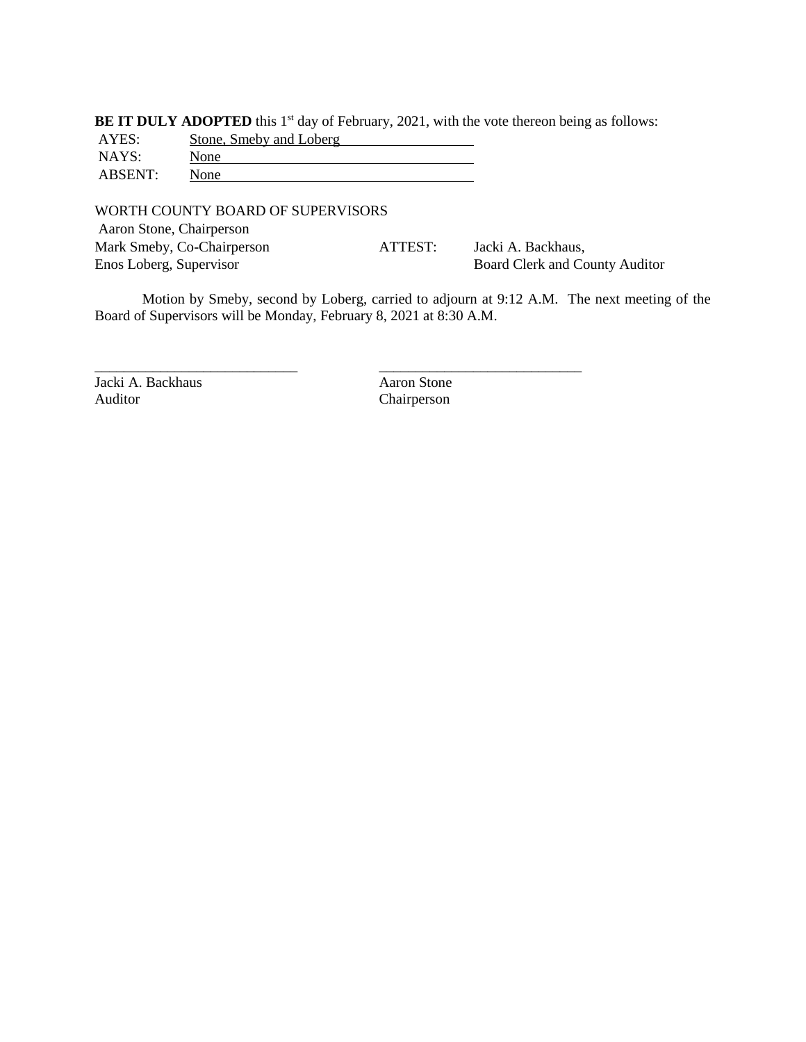**BE IT DULY ADOPTED** this 1st day of February, 2021, with the vote thereon being as follows:

| | |
|---|---|
| AYES: | Stone, Smeby and Loberg |
| NAYS: | None |
| ABSENT: | None |

WORTH COUNTY BOARD OF SUPERVISORS
Aaron Stone, Chairperson
Mark Smeby, Co-Chairperson
Enos Loberg, Supervisor

ATTEST: Jacki A. Backhaus,
Board Clerk and County Auditor

Motion by Smeby, second by Loberg, carried to adjourn at 9:12 A.M. The next meeting of the Board of Supervisors will be Monday, February 8, 2021 at 8:30 A.M.

\_\_\_\_\_\_\_\_\_\_\_\_\_\_\_\_\_\_\_\_\_\_\_\_\_\_\_\_
Jacki A. Backhaus
Auditor

\_\_\_\_\_\_\_\_\_\_\_\_\_\_\_\_\_\_\_\_\_\_\_\_\_\_\_\_
Aaron Stone
Chairperson